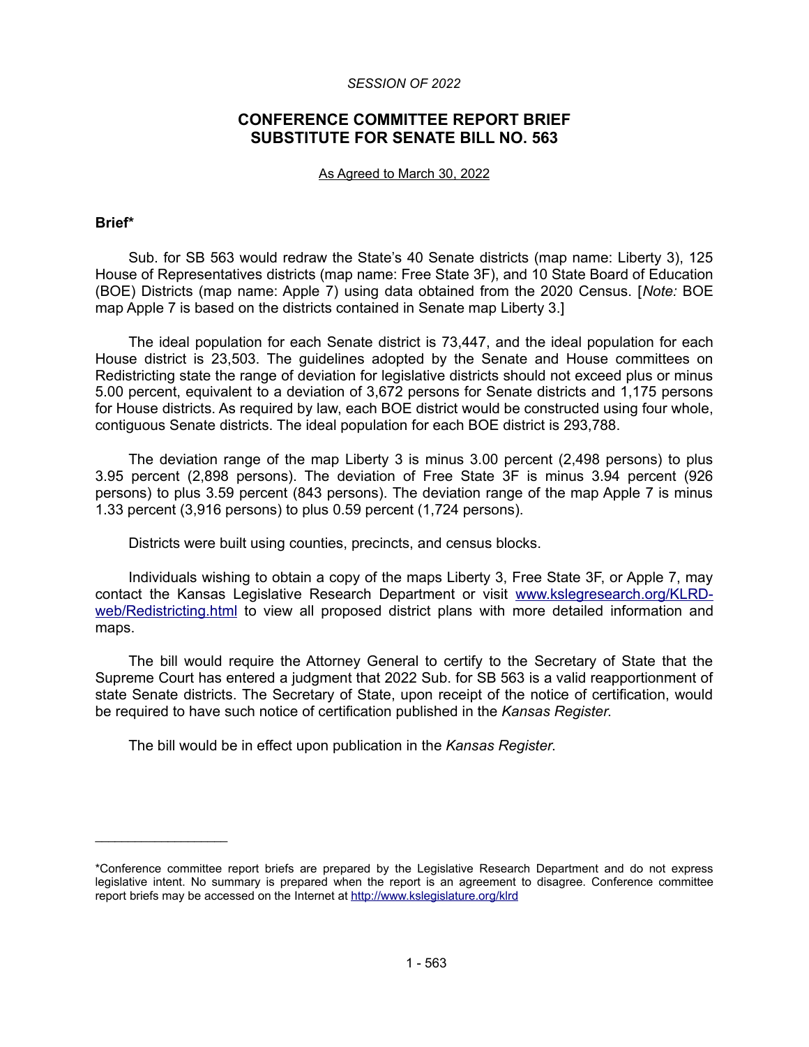*SESSION OF 2022*

# CONFERENCE COMMITTEE REPORT BRIEF
# SUBSTITUTE FOR SENATE BILL NO. 563

As Agreed to March 30, 2022

## Brief*

Sub. for SB 563 would redraw the State's 40 Senate districts (map name: Liberty 3), 125 House of Representatives districts (map name: Free State 3F), and 10 State Board of Education (BOE) Districts (map name: Apple 7) using data obtained from the 2020 Census. [*Note:* BOE map Apple 7 is based on the districts contained in Senate map Liberty 3.]

The ideal population for each Senate district is 73,447, and the ideal population for each House district is 23,503. The guidelines adopted by the Senate and House committees on Redistricting state the range of deviation for legislative districts should not exceed plus or minus 5.00 percent, equivalent to a deviation of 3,672 persons for Senate districts and 1,175 persons for House districts. As required by law, each BOE district would be constructed using four whole, contiguous Senate districts. The ideal population for each BOE district is 293,788.

The deviation range of the map Liberty 3 is minus 3.00 percent (2,498 persons) to plus 3.95 percent (2,898 persons). The deviation of Free State 3F is minus 3.94 percent (926 persons) to plus 3.59 percent (843 persons). The deviation range of the map Apple 7 is minus 1.33 percent (3,916 persons) to plus 0.59 percent (1,724 persons).

Districts were built using counties, precincts, and census blocks.

Individuals wishing to obtain a copy of the maps Liberty 3, Free State 3F, or Apple 7, may contact the Kansas Legislative Research Department or visit [www.kslegresearch.org/KLRD-web/Redistricting.html](http://www.kslegresearch.org/KLRD-web/Redistricting.html) to view all proposed district plans with more detailed information and maps.

The bill would require the Attorney General to certify to the Secretary of State that the Supreme Court has entered a judgment that 2022 Sub. for SB 563 is a valid reapportionment of state Senate districts. The Secretary of State, upon receipt of the notice of certification, would be required to have such notice of certification published in the *Kansas Register*.

The bill would be in effect upon publication in the *Kansas Register*.

---

*Conference committee report briefs are prepared by the Legislative Research Department and do not express legislative intent. No summary is prepared when the report is an agreement to disagree. Conference committee report briefs may be accessed on the Internet at [http://www.kslegislature.org/klrd](http://www.kslegislature.org/klrd)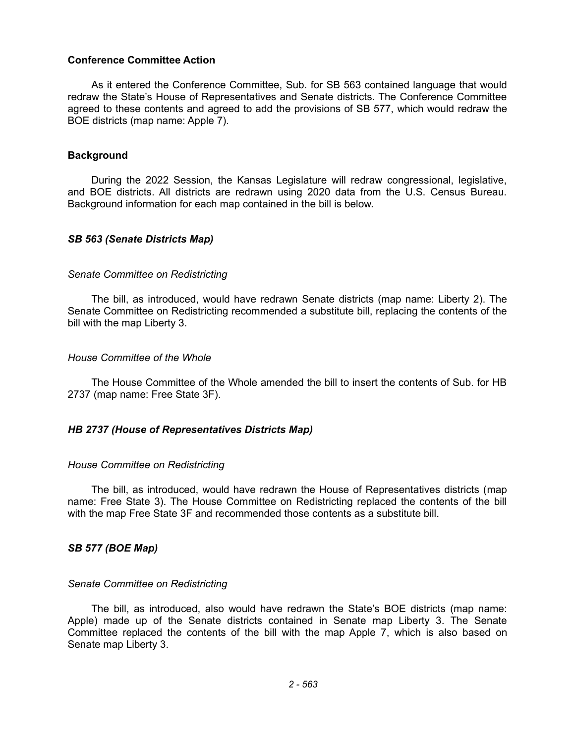### Conference Committee Action

As it entered the Conference Committee, Sub. for SB 563 contained language that would redraw the State's House of Representatives and Senate districts. The Conference Committee agreed to these contents and agreed to add the provisions of SB 577, which would redraw the BOE districts (map name: Apple 7).

### Background

During the 2022 Session, the Kansas Legislature will redraw congressional, legislative, and BOE districts. All districts are redrawn using 2020 data from the U.S. Census Bureau. Background information for each map contained in the bill is below.

#### *SB 563 (Senate Districts Map)*

*Senate Committee on Redistricting*

The bill, as introduced, would have redrawn Senate districts (map name: Liberty 2). The Senate Committee on Redistricting recommended a substitute bill, replacing the contents of the bill with the map Liberty 3.

*House Committee of the Whole*

The House Committee of the Whole amended the bill to insert the contents of Sub. for HB 2737 (map name: Free State 3F).

#### *HB 2737 (House of Representatives Districts Map)*

*House Committee on Redistricting*

The bill, as introduced, would have redrawn the House of Representatives districts (map name: Free State 3). The House Committee on Redistricting replaced the contents of the bill with the map Free State 3F and recommended those contents as a substitute bill.

#### *SB 577 (BOE Map)*

*Senate Committee on Redistricting*

The bill, as introduced, also would have redrawn the State's BOE districts (map name: Apple) made up of the Senate districts contained in Senate map Liberty 3. The Senate Committee replaced the contents of the bill with the map Apple 7, which is also based on Senate map Liberty 3.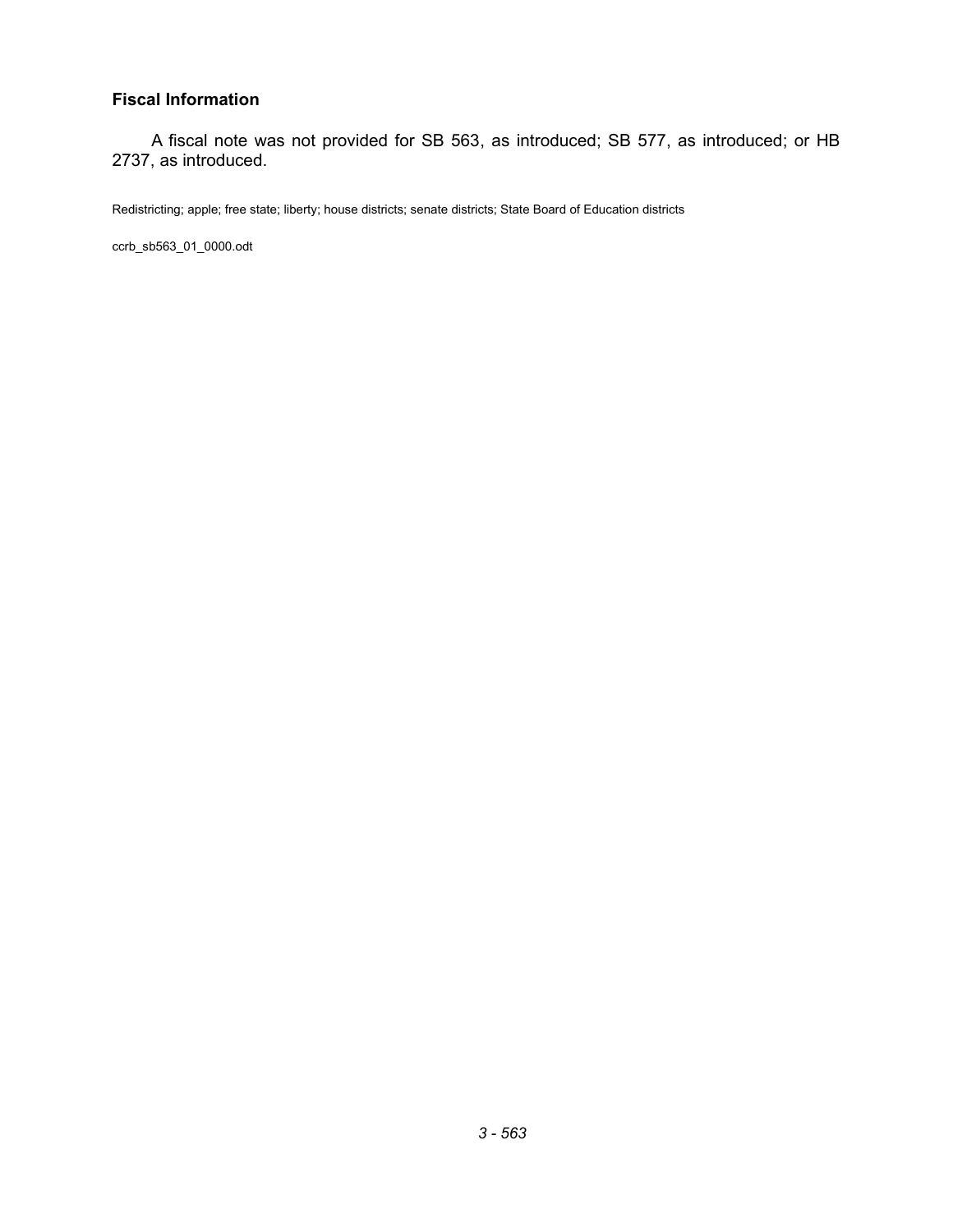**Fiscal Information**

A fiscal note was not provided for SB 563, as introduced; SB 577, as introduced; or HB 2737, as introduced.

Redistricting; apple; free state; liberty; house districts; senate districts; State Board of Education districts

ccrb_sb563_01_0000.odt